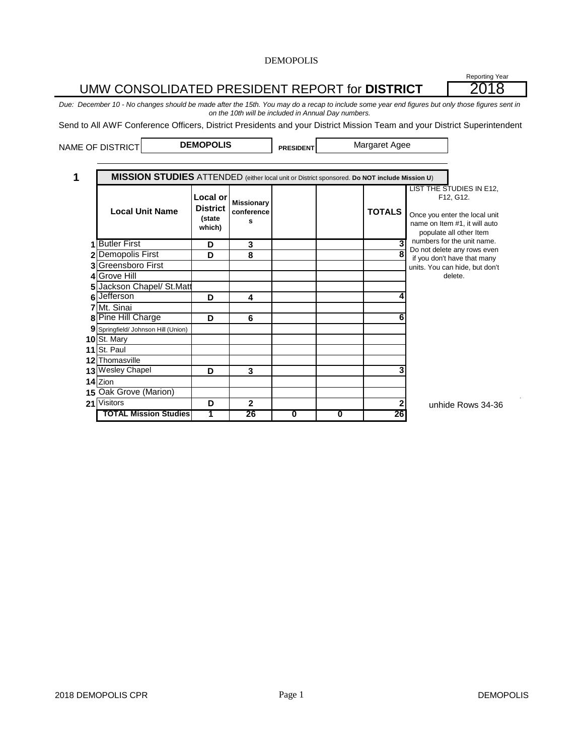DEMOPOLIS

Reporting Year

# UMW CONSOLIDATED PRESIDENT REPORT for **DISTRICT** 2018

*Due: December 10 - No changes should be made after the 15th. You may do a recap to include some year end figures but only those figures sent in on the 10th will be included in Annual Day numbers.*

Send to All AWF Conference Officers, District Presidents and your District Mission Team and your District Superintendent

NAME OF DISTRICT **DEMOPOLIS** **PRESIDENT** Margaret Agee

## 1 **MISSION STUDIES** ATTENDED (either local unit or District sponsored. **Do NOT include Mission U**)

| | Local Unit Name | Local or District (state which) | Missionary conferences | | | TOTALS |
|---|---|---|---|---|---|---|
| 1 | Butler First | D | 3 | | | 3 |
| 2 | Demopolis First | D | 8 | | | 8 |
| 3 | Greensboro First | | | | | |
| 4 | Grove Hill | | | | | |
| 5 | Jackson Chapel/ St.Matt | | | | | |
| 6 | Jefferson | D | 4 | | | 4 |
| 7 | Mt. Sinai | | | | | |
| 8 | Pine Hill Charge | D | 6 | | | 6 |
| 9 | Springfield/ Johnson Hill (Union) | | | | | |
| 10 | St. Mary | | | | | |
| 11 | St. Paul | | | | | |
| 12 | Thomasville | | | | | |
| 13 | Wesley Chapel | D | 3 | | | 3 |
| 14 | Zion | | | | | |
| 15 | Oak Grove (Marion) | | | | | |
| 21 | Visitors | D | 2 | | | 2 |
| | **TOTAL Mission Studies** | 1 | 26 | 0 | 0 | 26 |

LIST THE STUDIES IN E12, F12, G12.

Once you enter the local unit name on Item #1, it will auto populate all other Item numbers for the unit name. Do not delete any rows even if you don't have that many units. You can hide, but don't delete.

unhide Rows 34-36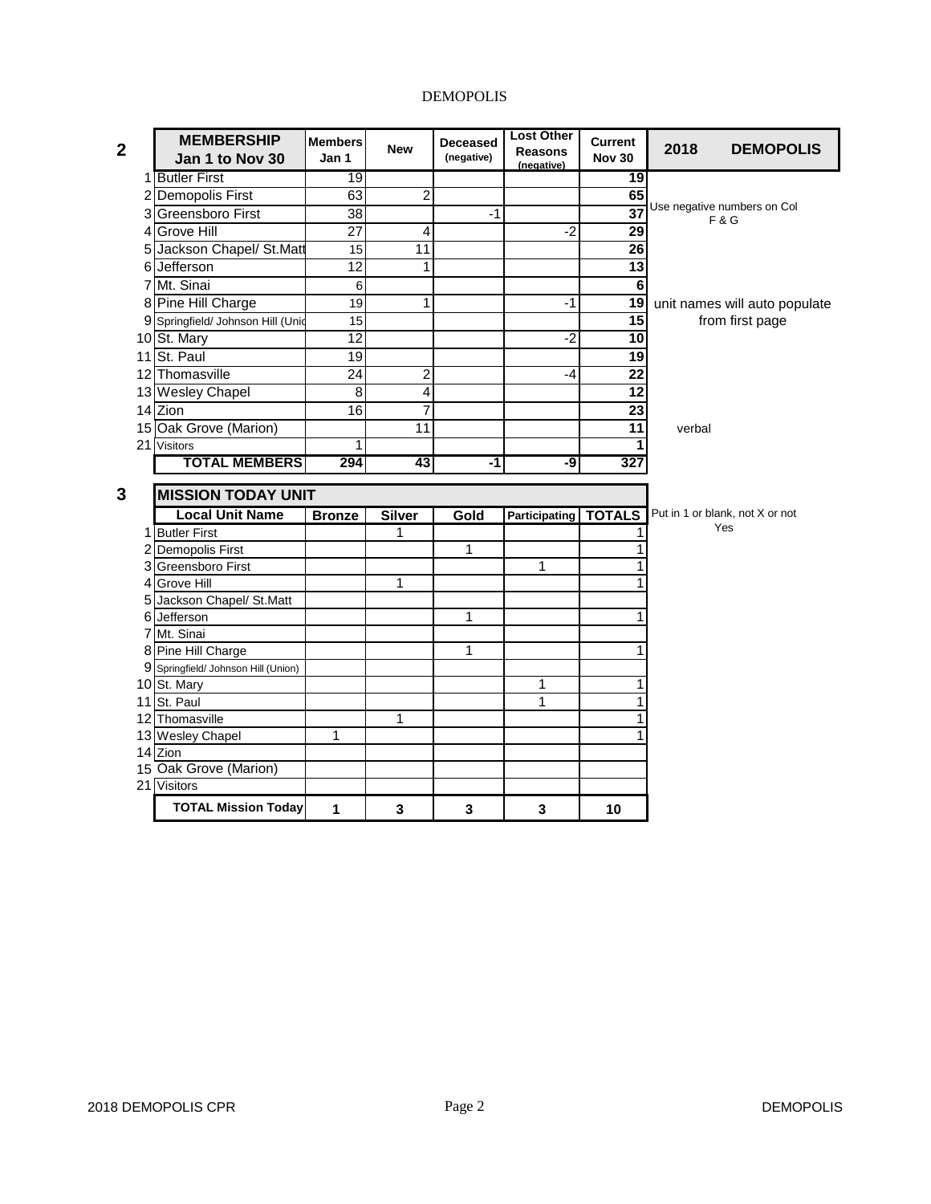DEMOPOLIS

## 2

| | MEMBERSHIP Jan 1 to Nov 30 | Members Jan 1 | New | Deceased (negative) | Lost Other Reasons (negative) | Current Nov 30 | 2018 DEMOPOLIS |
|---|---|---|---|---|---|---|---|
| 1 | Butler First | 19 | | | | 19 | |
| 2 | Demopolis First | 63 | 2 | | | 65 | Use negative numbers on Col F & G |
| 3 | Greensboro First | 38 | | -1 | | 37 | |
| 4 | Grove Hill | 27 | 4 | | -2 | 29 | |
| 5 | Jackson Chapel/ St.Matt | 15 | 11 | | | 26 | |
| 6 | Jefferson | 12 | 1 | | | 13 | |
| 7 | Mt. Sinai | 6 | | | | 6 | |
| 8 | Pine Hill Charge | 19 | 1 | | -1 | 19 | unit names will auto populate from first page |
| 9 | Springfield/ Johnson Hill (Unio | 15 | | | | 15 | |
| 10 | St. Mary | 12 | | | -2 | 10 | |
| 11 | St. Paul | 19 | | | | 19 | |
| 12 | Thomasville | 24 | 2 | | -4 | 22 | |
| 13 | Wesley Chapel | 8 | 4 | | | 12 | |
| 14 | Zion | 16 | 7 | | | 23 | |
| 15 | Oak Grove (Marion) | | 11 | | | 11 | verbal |
| 21 | Visitors | 1 | | | | 1 | |
| | **TOTAL MEMBERS** | **294** | **43** | **-1** | **-9** | **327** | |

## 3

| | MISSION TODAY UNIT | | | | | | |
|---|---|---|---|---|---|---|---|
| | **Local Unit Name** | **Bronze** | **Silver** | **Gold** | **Participating** | **TOTALS** | Put in 1 or blank, not X or not Yes |
| 1 | Butler First | | 1 | | | 1 | |
| 2 | Demopolis First | | | 1 | | 1 | |
| 3 | Greensboro First | | | | 1 | 1 | |
| 4 | Grove Hill | | 1 | | | 1 | |
| 5 | Jackson Chapel/ St.Matt | | | | | | |
| 6 | Jefferson | | | 1 | | 1 | |
| 7 | Mt. Sinai | | | | | | |
| 8 | Pine Hill Charge | | | 1 | | 1 | |
| 9 | Springfield/ Johnson Hill (Union) | | | | | | |
| 10 | St. Mary | | | | 1 | 1 | |
| 11 | St. Paul | | | | 1 | 1 | |
| 12 | Thomasville | | 1 | | | 1 | |
| 13 | Wesley Chapel | 1 | | | | 1 | |
| 14 | Zion | | | | | | |
| 15 | Oak Grove (Marion) | | | | | | |
| 21 | Visitors | | | | | | |
| | **TOTAL Mission Today** | **1** | **3** | **3** | **3** | **10** | |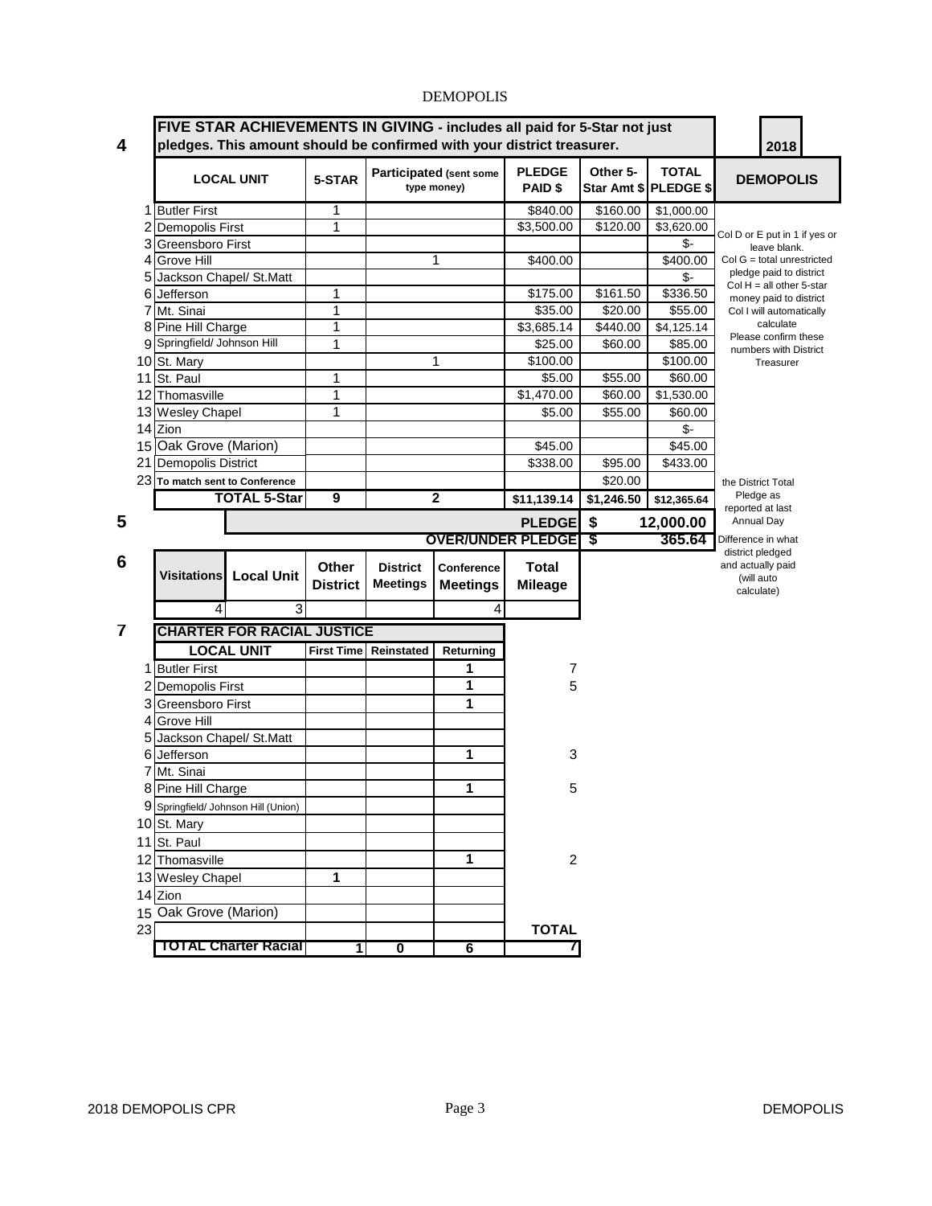DEMOPOLIS

## 4 FIVE STAR ACHIEVEMENTS IN GIVING - includes all paid for 5-Star not just pledges. This amount should be confirmed with your district treasurer.

**2018**

**DEMOPOLIS**

| | LOCAL UNIT | 5-STAR | Participated (sent some type money) | PLEDGE PAID $ | Other 5-Star Amt $ | TOTAL PLEDGE $ |
|---|---|---|---|---|---|---|
| 1 | Butler First | 1 | | $840.00 | $160.00 | $1,000.00 |
| 2 | Demopolis First | 1 | | $3,500.00 | $120.00 | $3,620.00 |
| 3 | Greensboro First | | | | | $- |
| 4 | Grove Hill | | 1 | $400.00 | | $400.00 |
| 5 | Jackson Chapel/ St.Matt | | | | | $- |
| 6 | Jefferson | 1 | | $175.00 | $161.50 | $336.50 |
| 7 | Mt. Sinai | 1 | | $35.00 | $20.00 | $55.00 |
| 8 | Pine Hill Charge | 1 | | $3,685.14 | $440.00 | $4,125.14 |
| 9 | Springfield/ Johnson Hill | 1 | | $25.00 | $60.00 | $85.00 |
| 10 | St. Mary | | 1 | $100.00 | | $100.00 |
| 11 | St. Paul | 1 | | $5.00 | $55.00 | $60.00 |
| 12 | Thomasville | 1 | | $1,470.00 | $60.00 | $1,530.00 |
| 13 | Wesley Chapel | 1 | | $5.00 | $55.00 | $60.00 |
| 14 | Zion | | | | | $- |
| 15 | Oak Grove (Marion) | | | $45.00 | | $45.00 |
| 21 | Demopolis District | | | $338.00 | $95.00 | $433.00 |
| 23 | To match sent to Conference | | | | $20.00 | |
| | TOTAL 5-Star | 9 | 2 | $11,139.14 | $1,246.50 | $12,365.64 |

Col D or E put in 1 if yes or leave blank.
Col G = total unrestricted pledge paid to district
Col H = all other 5-star money paid to district
Col I will automatically calculate
Please confirm these numbers with District Treasurer

## 5

| | |
|---|---|
| PLEDGE | $ 12,000.00 |
| OVER/UNDER PLEDGE | $ 365.64 |

the District Total Pledge as reported at last Annual Day

Difference in what district pledged and actually paid (will auto calculate)

## 6

| Visitations | Local Unit | Other District | District Meetings | Conference Meetings | Total Mileage |
|---|---|---|---|---|---|
| 4 | 3 | | | 4 | |

## 7 CHARTER FOR RACIAL JUSTICE

| | LOCAL UNIT | First Time | Reinstated | Returning | |
|---|---|---|---|---|---|
| 1 | Butler First | | | 1 | 7 |
| 2 | Demopolis First | | | 1 | 5 |
| 3 | Greensboro First | | | 1 | |
| 4 | Grove Hill | | | | |
| 5 | Jackson Chapel/ St.Matt | | | | |
| 6 | Jefferson | | | 1 | 3 |
| 7 | Mt. Sinai | | | | |
| 8 | Pine Hill Charge | | | 1 | 5 |
| 9 | Springfield/ Johnson Hill (Union) | | | | |
| 10 | St. Mary | | | | |
| 11 | St. Paul | | | | |
| 12 | Thomasville | | | 1 | 2 |
| 13 | Wesley Chapel | 1 | | | |
| 14 | Zion | | | | |
| 15 | Oak Grove (Marion) | | | | |
| 23 | | | | | TOTAL |
| | TOTAL Charter Racial | 1 | 0 | 6 | 7 |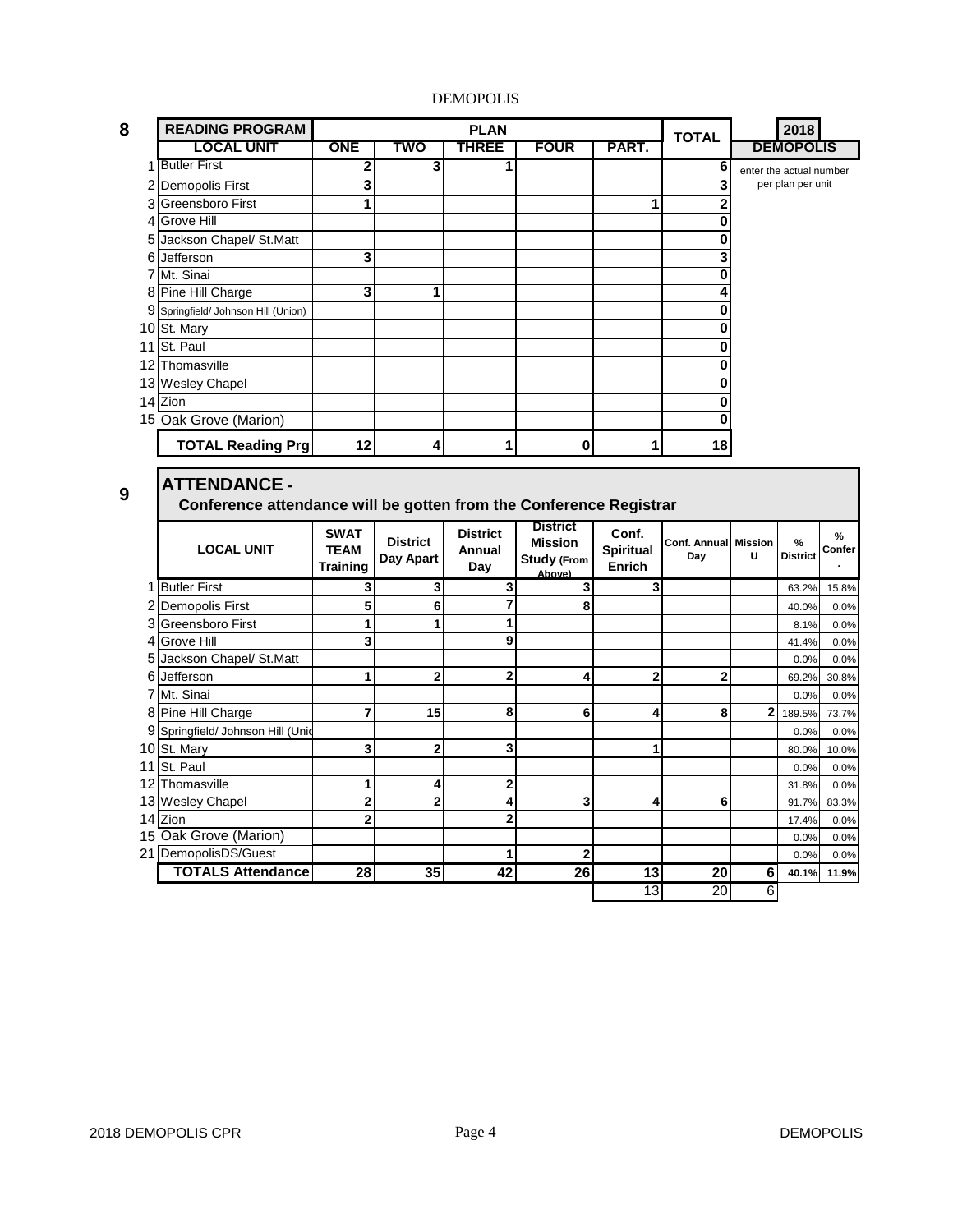DEMOPOLIS

## 8

| | READING PROGRAM | PLAN | | | | | TOTAL |
|---|---|---|---|---|---|---|---|
| | LOCAL UNIT | ONE | TWO | THREE | FOUR | PART. | |
| 1 | Butler First | 2 | 3 | 1 | | | 6 |
| 2 | Demopolis First | 3 | | | | | 3 |
| 3 | Greensboro First | 1 | | | | 1 | 2 |
| 4 | Grove Hill | | | | | | 0 |
| 5 | Jackson Chapel/ St.Matt | | | | | | 0 |
| 6 | Jefferson | 3 | | | | | 3 |
| 7 | Mt. Sinai | | | | | | 0 |
| 8 | Pine Hill Charge | 3 | 1 | | | | 4 |
| 9 | Springfield/ Johnson Hill (Union) | | | | | | 0 |
| 10 | St. Mary | | | | | | 0 |
| 11 | St. Paul | | | | | | 0 |
| 12 | Thomasville | | | | | | 0 |
| 13 | Wesley Chapel | | | | | | 0 |
| 14 | Zion | | | | | | 0 |
| 15 | Oak Grove (Marion) | | | | | | 0 |
| | **TOTAL Reading Prg** | 12 | 4 | 1 | 0 | 1 | 18 |

2018 DEMOPOLIS

enter the actual number per plan per unit

## 9

**ATTENDANCE -**

**Conference attendance will be gotten from the Conference Registrar**

| | LOCAL UNIT | SWAT TEAM Training | District Day Apart | District Annual Day | District Mission Study (From Above) | Conf. Spiritual Enrich | Conf. Annual Day | Mission U | % District | % Confer. |
|---|---|---|---|---|---|---|---|---|---|---|
| 1 | Butler First | 3 | 3 | 3 | 3 | 3 | | | 63.2% | 15.8% |
| 2 | Demopolis First | 5 | 6 | 7 | 8 | | | | 40.0% | 0.0% |
| 3 | Greensboro First | 1 | 1 | 1 | | | | | 8.1% | 0.0% |
| 4 | Grove Hill | 3 | | 9 | | | | | 41.4% | 0.0% |
| 5 | Jackson Chapel/ St.Matt | | | | | | | | 0.0% | 0.0% |
| 6 | Jefferson | 1 | 2 | 2 | 4 | 2 | 2 | | 69.2% | 30.8% |
| 7 | Mt. Sinai | | | | | | | | 0.0% | 0.0% |
| 8 | Pine Hill Charge | 7 | 15 | 8 | 6 | 4 | 8 | 2 | 189.5% | 73.7% |
| 9 | Springfield/ Johnson Hill (Unio | | | | | | | | 0.0% | 0.0% |
| 10 | St. Mary | 3 | 2 | 3 | | 1 | | | 80.0% | 10.0% |
| 11 | St. Paul | | | | | | | | 0.0% | 0.0% |
| 12 | Thomasville | 1 | 4 | 2 | | | | | 31.8% | 0.0% |
| 13 | Wesley Chapel | 2 | 2 | 4 | 3 | 4 | 6 | | 91.7% | 83.3% |
| 14 | Zion | 2 | | 2 | | | | | 17.4% | 0.0% |
| 15 | Oak Grove (Marion) | | | | | | | | 0.0% | 0.0% |
| 21 | DemopolisDS/Guest | | | 1 | 2 | | | | 0.0% | 0.0% |
| | **TOTALS Attendance** | 28 | 35 | 42 | 26 | 13 | 20 | 6 | 40.1% | 11.9% |
| | | | | | | 13 | 20 | 6 | | |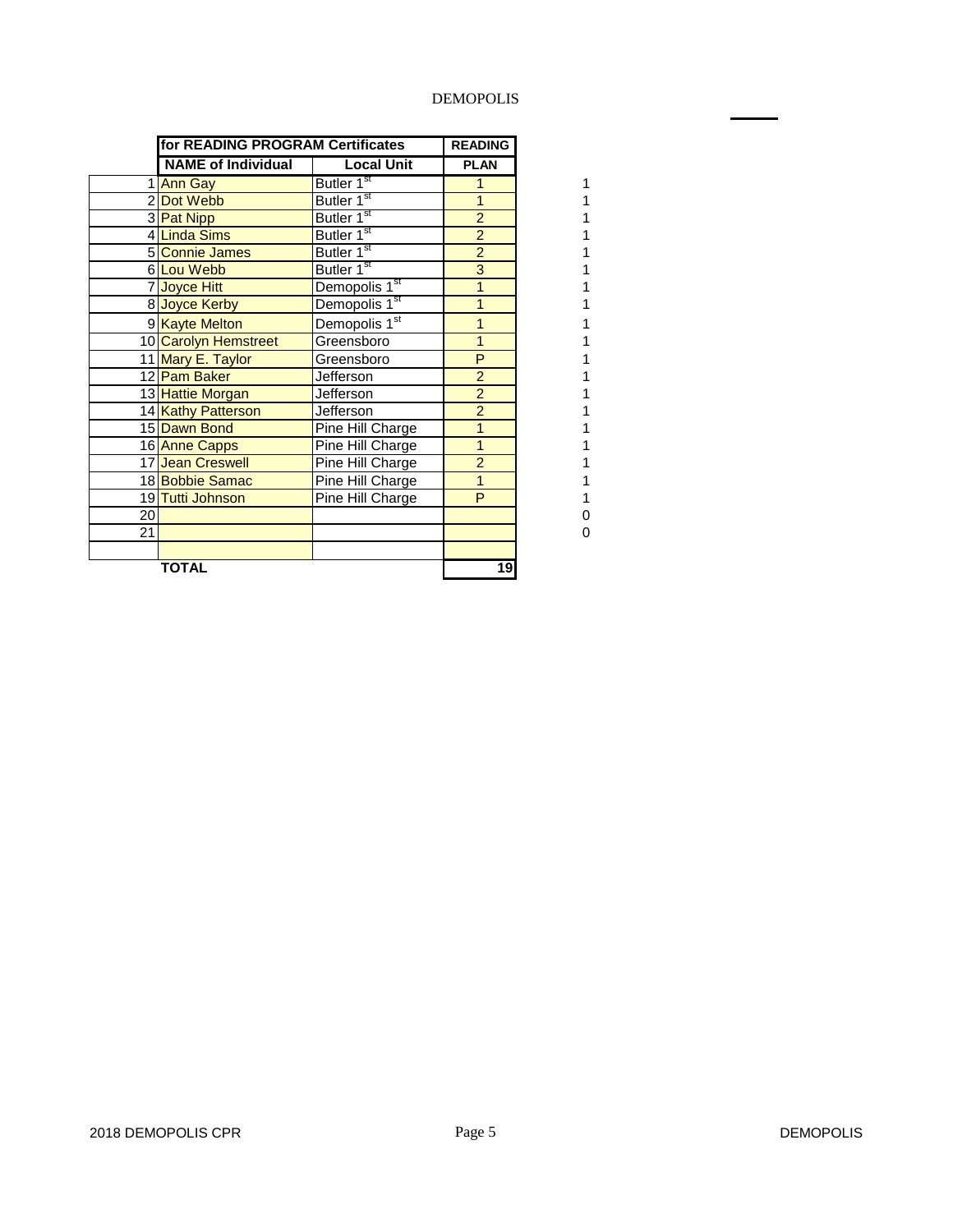DEMOPOLIS

| | for READING PROGRAM Certificates | | READING | |
|---|---|---|---|---|
| | NAME of Individual | Local Unit | PLAN | |
| 1 | Ann Gay | Butler 1st | 1 | 1 |
| 2 | Dot Webb | Butler 1st | 1 | 1 |
| 3 | Pat Nipp | Butler 1st | 2 | 1 |
| 4 | Linda Sims | Butler 1st | 2 | 1 |
| 5 | Connie James | Butler 1st | 2 | 1 |
| 6 | Lou Webb | Butler 1st | 3 | 1 |
| 7 | Joyce Hitt | Demopolis 1st | 1 | 1 |
| 8 | Joyce Kerby | Demopolis 1st | 1 | 1 |
| 9 | Kayte Melton | Demopolis 1st | 1 | 1 |
| 10 | Carolyn Hemstreet | Greensboro | 1 | 1 |
| 11 | Mary E. Taylor | Greensboro | P | 1 |
| 12 | Pam Baker | Jefferson | 2 | 1 |
| 13 | Hattie Morgan | Jefferson | 2 | 1 |
| 14 | Kathy Patterson | Jefferson | 2 | 1 |
| 15 | Dawn Bond | Pine Hill Charge | 1 | 1 |
| 16 | Anne Capps | Pine Hill Charge | 1 | 1 |
| 17 | Jean Creswell | Pine Hill Charge | 2 | 1 |
| 18 | Bobbie Samac | Pine Hill Charge | 1 | 1 |
| 19 | Tutti Johnson | Pine Hill Charge | P | 1 |
| 20 | | | | 0 |
| 21 | | | | 0 |
| | | | | |
| | TOTAL | | 19 | |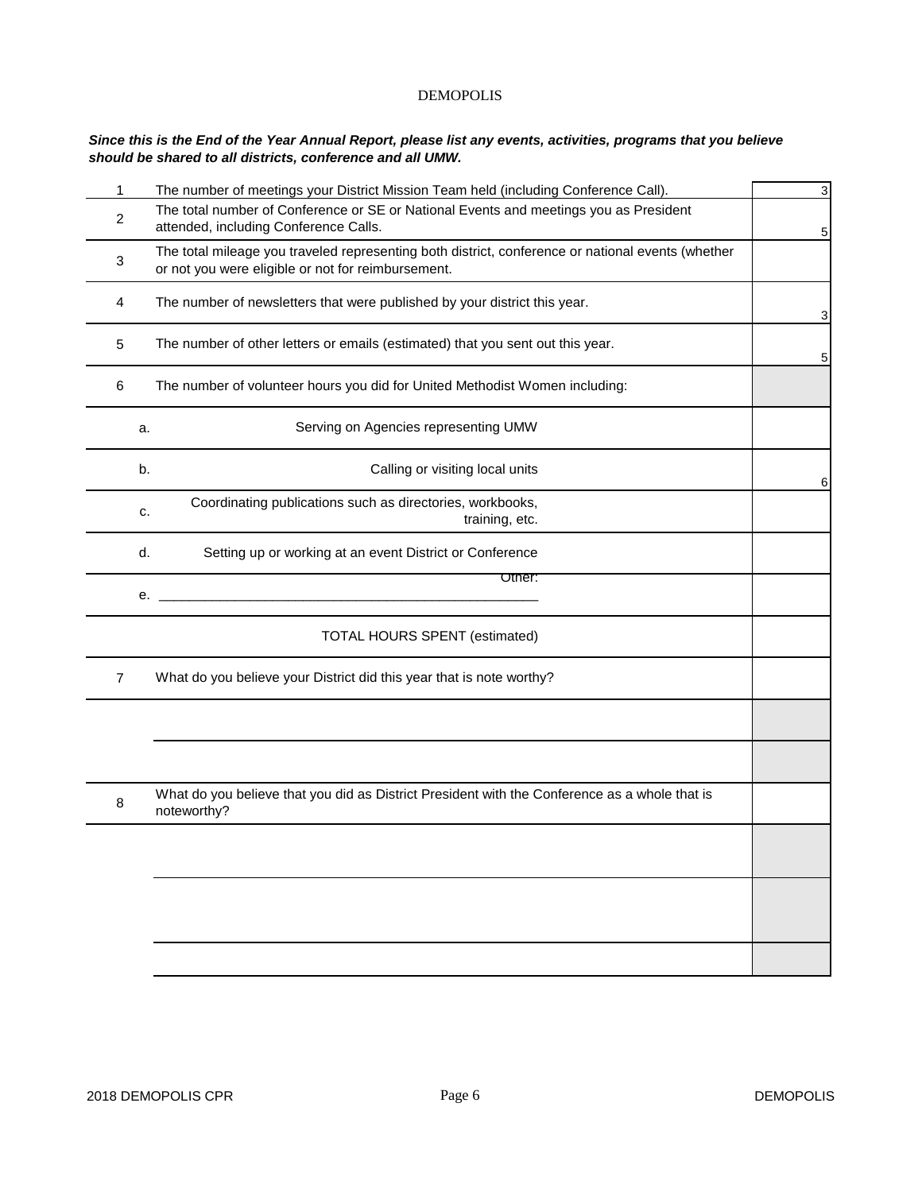DEMOPOLIS

***Since this is the End of the Year Annual Report, please list any events, activities, programs that you believe should be shared to all districts, conference and all UMW.***

| | | |
|---|---|---|
| 1 | The number of meetings your District Mission Team held (including Conference Call). | 3 |
| 2 | The total number of Conference or SE or National Events and meetings you as President attended, including Conference Calls. | 5 |
| 3 | The total mileage you traveled representing both district, conference or national events (whether or not you were eligible or not for reimbursement. | |
| 4 | The number of newsletters that were published by your district this year. | 3 |
| 5 | The number of other letters or emails (estimated) that you sent out this year. | 5 |
| 6 | The number of volunteer hours you did for United Methodist Women including: | |
| a. | Serving on Agencies representing UMW | |
| b. | Calling or visiting local units | 6 |
| c. | Coordinating publications such as directories, workbooks, training, etc. | |
| d. | Setting up or working at an event District or Conference | |
| e. | Other: ________________________________________________ | |
| | TOTAL HOURS SPENT (estimated) | |
| 7 | What do you believe your District did this year that is note worthy? | |
| | | |
| | | |
| 8 | What do you believe that you did as District President with the Conference as a whole that is noteworthy? | |
| | | |
| | | |
| | | |